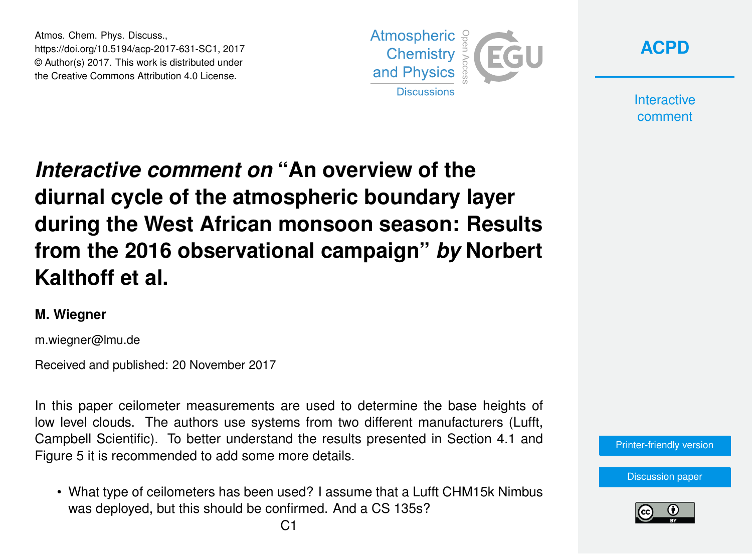Atmos. Chem. Phys. Discuss.,
https://doi.org/10.5194/acp-2017-631-SC1, 2017
© Author(s) 2017. This work is distributed under
the Creative Commons Attribution 4.0 License.

# *Interactive comment on* "An overview of the diurnal cycle of the atmospheric boundary layer during the West African monsoon season: Results from the 2016 observational campaign" *by* Norbert Kalthoff et al.

**M. Wiegner**

m.wiegner@lmu.de

Received and published: 20 November 2017

In this paper ceilometer measurements are used to determine the base heights of low level clouds. The authors use systems from two different manufacturers (Lufft, Campbell Scientific). To better understand the results presented in Section 4.1 and Figure 5 it is recommended to add some more details.

- What type of ceilometers has been used? I assume that a Lufft CHM15k Nimbus was deployed, but this should be confirmed. And a CS 135s?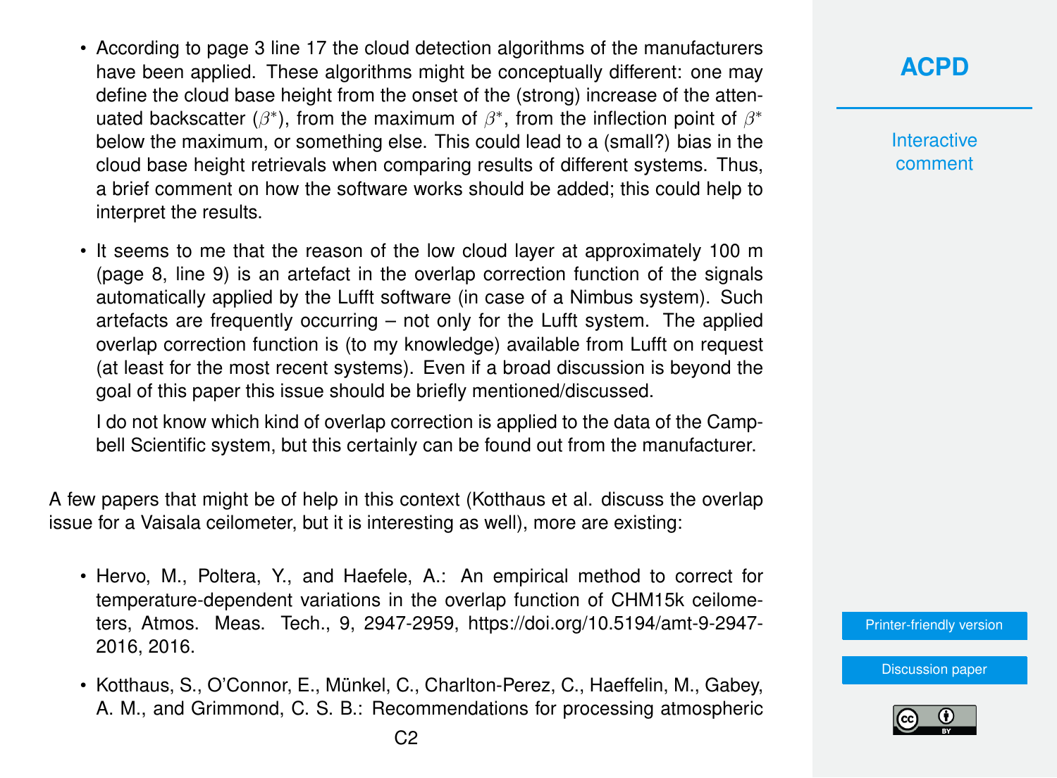- According to page 3 line 17 the cloud detection algorithms of the manufacturers have been applied. These algorithms might be conceptually different: one may define the cloud base height from the onset of the (strong) increase of the attenuated backscatter ($\beta^*$), from the maximum of $\beta^*$, from the inflection point of $\beta^*$ below the maximum, or something else. This could lead to a (small?) bias in the cloud base height retrievals when comparing results of different systems. Thus, a brief comment on how the software works should be added; this could help to interpret the results.

- It seems to me that the reason of the low cloud layer at approximately 100 m (page 8, line 9) is an artefact in the overlap correction function of the signals automatically applied by the Lufft software (in case of a Nimbus system). Such artefacts are frequently occurring – not only for the Lufft system. The applied overlap correction function is (to my knowledge) available from Lufft on request (at least for the most recent systems). Even if a broad discussion is beyond the goal of this paper this issue should be briefly mentioned/discussed.

  I do not know which kind of overlap correction is applied to the data of the Campbell Scientific system, but this certainly can be found out from the manufacturer.

A few papers that might be of help in this context (Kotthaus et al. discuss the overlap issue for a Vaisala ceilometer, but it is interesting as well), more are existing:

- Hervo, M., Poltera, Y., and Haefele, A.: An empirical method to correct for temperature-dependent variations in the overlap function of CHM15k ceilometers, Atmos. Meas. Tech., 9, 2947-2959, https://doi.org/10.5194/amt-9-2947-2016, 2016.

- Kotthaus, S., O'Connor, E., Münkel, C., Charlton-Perez, C., Haeffelin, M., Gabey, A. M., and Grimmond, C. S. B.: Recommendations for processing atmospheric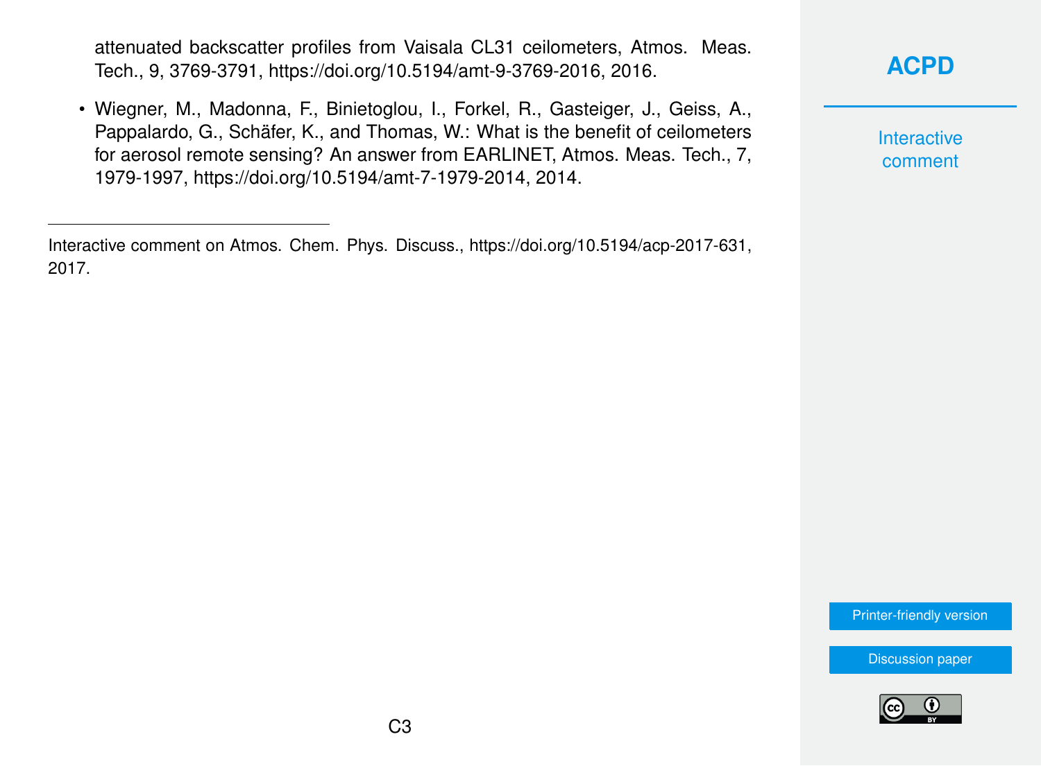attenuated backscatter profiles from Vaisala CL31 ceilometers, Atmos. Meas. Tech., 9, 3769-3791, https://doi.org/10.5194/amt-9-3769-2016, 2016.

- Wiegner, M., Madonna, F., Binietoglou, I., Forkel, R., Gasteiger, J., Geiss, A., Pappalardo, G., Schäfer, K., and Thomas, W.: What is the benefit of ceilometers for aerosol remote sensing? An answer from EARLINET, Atmos. Meas. Tech., 7, 1979-1997, https://doi.org/10.5194/amt-7-1979-2014, 2014.

---

Interactive comment on Atmos. Chem. Phys. Discuss., https://doi.org/10.5194/acp-2017-631, 2017.